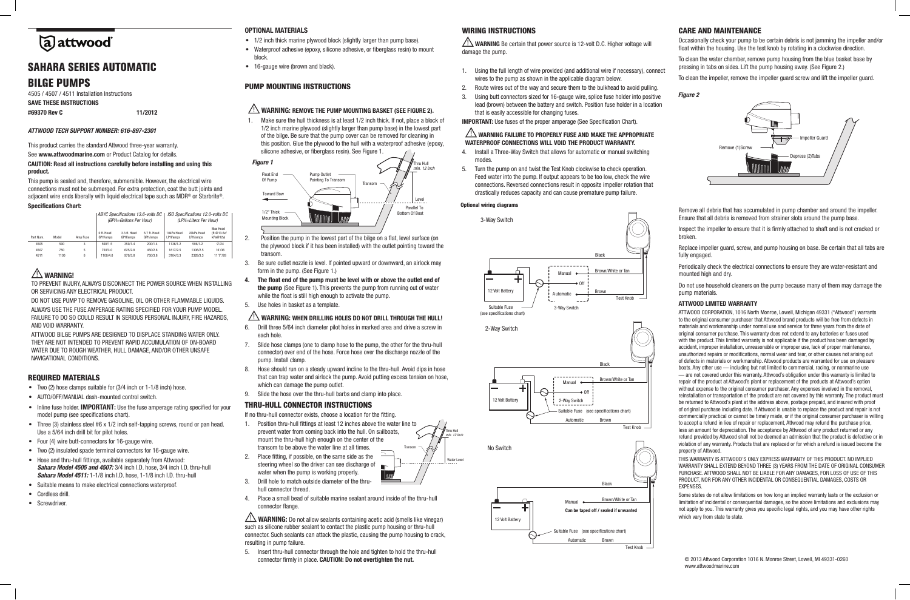# attwood

# SAHARA SERIES AUTOMATIC BILGE PUMPS

4505 / 4507 / 4511 Installation Instructions

**SAVE THESE INSTRUCTIONS**

**#69370 Rev C** **11/2012**

***ATTWOOD TECH SUPPORT NUMBER: 616-897-2301***

This product carries the standard Attwood three-year warranty. See **www.attwoodmarine.com** or Product Catalog for details.

**CAUTION: Read all instructions carefully before installing and using this product.**

This pump is sealed and, therefore, submersible. However, the electrical wire connections must not be submerged. For extra protection, coat the butt joints and adjacent wire ends liberally with liquid electrical tape such as MDR® or Starbrite®.

**Specifications Chart:**

| | | | ABYC Specifications 13.6-volts DC (GPH=Gallons Per Hour) | | | ISO Specifications 12.0-volts DC (LPH=Liters Per Hour) | | |
|---|---|---|---|---|---|---|---|---|
| Part Num | Model | Amp Fuse | 0 ft. Head GPH/amps | 3.3 ft. Head GPH/amps | 6.7 ft. Head GPH/amps | 10kPa Head LPH/amps | 20kPa Head LPH/amps | Max Head (ft.@13.6v/ kPa@12v) |
| 4505 | 500 | 3 | 500/1.5 | 350/1.4 | 200/1.4 | 1136/1.2 | 598/1.2 | 9'/24 |
| 4507 | 750 | 5 | 750/3.0 | 625/2.8 | 450/2.8 | 1817/2.5 | 1306/2.5 | 16'/36 |
| 4511 | 1100 | 6 | 1100/4.0 | 970/3.8 | 750/3.8 | 3104/3.3 | 2328/3.3 | 11'7"/28 |

## ⚠ WARNING!

TO PREVENT INJURY, ALWAYS DISCONNECT THE POWER SOURCE WHEN INSTALLING OR SERVICING ANY ELECTRICAL PRODUCT.

DO NOT USE PUMP TO REMOVE GASOLINE, OIL OR OTHER FLAMMABLE LIQUIDS.

ALWAYS USE THE FUSE AMPERAGE RATING SPECIFIED FOR YOUR PUMP MODEL. FAILURE TO DO SO COULD RESULT IN SERIOUS PERSONAL INJURY, FIRE HAZARDS, AND VOID WARRANTY.

ATTWOOD BILGE PUMPS ARE DESIGNED TO DISPLACE STANDING WATER ONLY. THEY ARE NOT INTENDED TO PREVENT RAPID ACCUMULATION OF ON-BOARD WATER DUE TO ROUGH WEATHER, HULL DAMAGE, AND/OR OTHER UNSAFE NAVIGATIONAL CONDITIONS.

## REQUIRED MATERIALS

- Two (2) hose clamps suitable for (3/4 inch or 1-1/8 inch) hose.
- AUTO/OFF/MANUAL dash-mounted control switch.
- Inline fuse holder. **IMPORTANT:** Use the fuse amperage rating specified for your model pump (see specifications chart).
- Three (3) stainless steel #6 x 1/2 inch self-tapping screws, round or pan head. Use a 5/64 inch drill bit for pilot holes.
- Four (4) wire butt-connectors for 16-gauge wire.
- Two (2) insulated spade terminal connectors for 16-gauge wire.
- Hose and thru-hull fittings, available separately from Attwood: ***Sahara Model 4505 and 4507:*** 3/4 inch I.D. hose, 3/4 inch I.D. thru-hull ***Sahara Model 4511:*** 1-1/8 inch I.D. hose, 1-1/8 inch I.D. thru-hull
- Suitable means to make electrical connections waterproof.
- Cordless drill.
- Screwdriver.

## OPTIONAL MATERIALS

- 1/2 inch thick marine plywood block (slightly larger than pump base).
- Waterproof adhesive (epoxy, silicone adhesive, or fiberglass resin) to mount block.
- 16-gauge wire (brown and black).

## PUMP MOUNTING INSTRUCTIONS

### ⚠ WARNING: REMOVE THE PUMP MOUNTING BASKET (SEE FIGURE 2).

1. Make sure the hull thickness is at least 1/2 inch thick. If not, place a block of 1/2 inch marine plywood (slightly larger than pump base) in the lowest part of the bilge. Be sure that the pump cover can be removed for cleaning in this position. Glue the plywood to the hull with a waterproof adhesive (epoxy, silicone adhesive, or fiberglass resin). See Figure 1.

***Figure 1***

Float End Of Pump — Pump Outlet Pointing To Transom — Thru Hull min. 12 inch — Transom — Toward Bow — Level — Parallel To Bottom Of Boat — 1/2" Thick Mounting Block

2. Position the pump in the lowest part of the bilge on a flat, level surface (on the plywood block if it has been installed) with the outlet pointing toward the transom.
3. Be sure outlet nozzle is level. If pointed upward or downward, an airlock may form in the pump. (See Figure 1.)
4. **The float end of the pump must be level with or above the outlet end of the pump** (See Figure 1). This prevents the pump from running out of water while the float is still high enough to activate the pump.
5. Use holes in basket as a template.

### ⚠ WARNING: WHEN DRILLING HOLES DO NOT DRILL THROUGH THE HULL!

6. Drill three 5/64 inch diameter pilot holes in marked area and drive a screw in each hole.
7. Slide hose clamps (one to clamp hose to the pump, the other for the thru-hull connector) over end of the hose. Force hose over the discharge nozzle of the pump. Install clamp.
8. Hose should run on a steady upward incline to the thru-hull. Avoid dips in hose that can trap water and airlock the pump. Avoid putting excess tension on hose, which can damage the pump outlet.
9. Slide the hose over the thru-hull barbs and clamp into place.

## THRU-HULL CONNECTOR INSTRUCTIONS

If no thru-hull connector exists, choose a location for the fitting.

1. Position thru-hull fittings at least 12 inches above the water line to prevent water from coming back into the hull. On sailboats, mount the thru-hull high enough on the center of the transom to be above the water line at all times.
2. Place fitting, if possible, on the same side as the steering wheel so the driver can see discharge of water when the pump is working properly.
3. Drill hole to match outside diameter of the thru-hull connector thread.
4. Place a small bead of suitable marine sealant around inside of the thru-hull connector flange.

Thru Hull min. 12 inch — Transom — Water Level

⚠ **WARNING:** Do not allow sealants containing acetic acid (smells like vinegar) such as silicone rubber sealant to contact the plastic pump housing or thru-hull connector. Such sealants can attack the plastic, causing the pump housing to crack, resulting in pump failure.

5. Insert thru-hull connector through the hole and tighten to hold the thru-hull connector firmly in place. **CAUTION: Do not overtighten the nut.**

## WIRING INSTRUCTIONS

⚠ **WARNING** Be certain that power source is 12-volt D.C. Higher voltage will damage the pump.

1. Using the full length of wire provided (and additional wire if necessary), connect wires to the pump as shown in the applicable diagram below.
2. Route wires out of the way and secure them to the bulkhead to avoid pulling.
3. Using butt connectors sized for 16-gauge wire, splice fuse holder into positive lead (brown) between the battery and switch. Position fuse holder in a location that is easily accessible for changing fuses.

**IMPORTANT:** Use fuses of the proper amperage (See Specification Chart).

### ⚠ WARNING FAILURE TO PROPERLY FUSE AND MAKE THE APPROPRIATE WATERPROOF CONNECTIONS WILL VOID THE PRODUCT WARRANTY.

4. Install a Three-Way Switch that allows for automatic or manual switching modes.
5. Turn the pump on and twist the Test Knob clockwise to check operation. Feed water into the pump. If output appears to be too low, check the wire connections. Reversed connections result in opposite impeller rotation that drastically reduces capacity and can cause premature pump failure.

**Optional wiring diagrams**

3-Way Switch

12 Volt Battery — Suitable Fuse (see specifications chart) — 3-Way Switch — Manual — Off — Automatic — Black — Brown/White or Tan — Brown — Test Knob

2-Way Switch

12 Volt Battery — 2-Way Switch — Manual — Off — Suitable Fuse (see specifications chart) — Automatic — Black — Brown/White or Tan — Brown — Test Knob

No Switch

12 Volt Battery — Manual — **Can be taped off / sealed if unwanted** — Suitable Fuse (see specifications chart) — Automatic — Black — Brown/White or Tan — Brown — Test Knob

## CARE AND MAINTENANCE

Occasionally check your pump to be certain debris is not jamming the impeller and/or float within the housing. Use the test knob by rotating in a clockwise direction.

To clean the water chamber, remove pump housing from the blue basket base by pressing in tabs on sides. Lift the pump housing away. (See Figure 2.)

To clean the impeller, remove the impeller guard screw and lift the impeller guard.

***Figure 2***

Remove (1)Screw — Impeller Guard — Depress (2)Tabs

Remove all debris that has accumulated in pump chamber and around the impeller. Ensure that all debris is removed from strainer slots around the pump base.

Inspect the impeller to ensure that it is firmly attached to shaft and is not cracked or broken.

Replace impeller guard, screw, and pump housing on base. Be certain that all tabs are fully engaged.

Periodically check the electrical connections to ensure they are water-resistant and mounted high and dry.

Do not use household cleaners on the pump because many of them may damage the pump materials.

### ATTWOOD LIMITED WARRANTY

ATTWOOD CORPORATION, 1016 North Monroe, Lowell, Michigan 49331 ("Attwood") warrants to the original consumer purchaser that Attwood brand products will be free from defects in materials and workmanship under normal use and service for three years from the date of original consumer purchase. This warranty does not extend to any batteries or fuses used with the product. This limited warranty is not applicable if the product has been damaged by accident, improper installation, unreasonable or improper use, lack of proper maintenance, unauthorized repairs or modifications, normal wear and tear, or other causes not arising out of defects in materials or workmanship. Attwood products are warranted for use on pleasure boats. Any other use — including but not limited to commercial, racing, or nonmarine use — are not covered under this warranty. Attwood's obligation under this warranty is limited to repair of the product at Attwood's plant or replacement of the products at Attwood's option without expense to the original consumer purchaser. Any expenses involved in the removal, reinstallation or transportation of the product are not covered by this warranty. The product must be returned to Attwood's plant at the address above, postage prepaid, and insured with proof of original purchase including date. If Attwood is unable to replace the product and repair is not commercially practical or cannot be timely made, or if the original consumer purchaser is willing to accept a refund in lieu of repair or replacement, Attwood may refund the purchase price, less an amount for depreciation. The acceptance by Attwood of any product returned or any refund provided by Attwood shall not be deemed an admission that the product is defective or in violation of any warranty. Products that are replaced or for which a refund is issued become the property of Attwood.

THIS WARRANTY IS ATTWOOD'S ONLY EXPRESS WARRANTY OF THIS PRODUCT. NO IMPLIED WARRANTY SHALL EXTEND BEYOND THREE (3) YEARS FROM THE DATE OF ORIGINAL CONSUMER PURCHASE. ATTWOOD SHALL NOT BE LIABLE FOR ANY DAMAGES, FOR LOSS OF USE OF THIS PRODUCT, NOR FOR ANY OTHER INCIDENTAL OR CONSEQUENTIAL DAMAGES, COSTS OR EXPENSES.

Some states do not allow limitations on how long an implied warranty lasts or the exclusion or limitation of incidental or consequential damages, so the above limitations and exclusions may not apply to you. This warranty gives you specific legal rights, and you may have other rights which vary from state to state.

© 2013 Attwood Corporation 1016 N. Monroe Street, Lowell, MI 49331-0260
www.attwoodmarine.com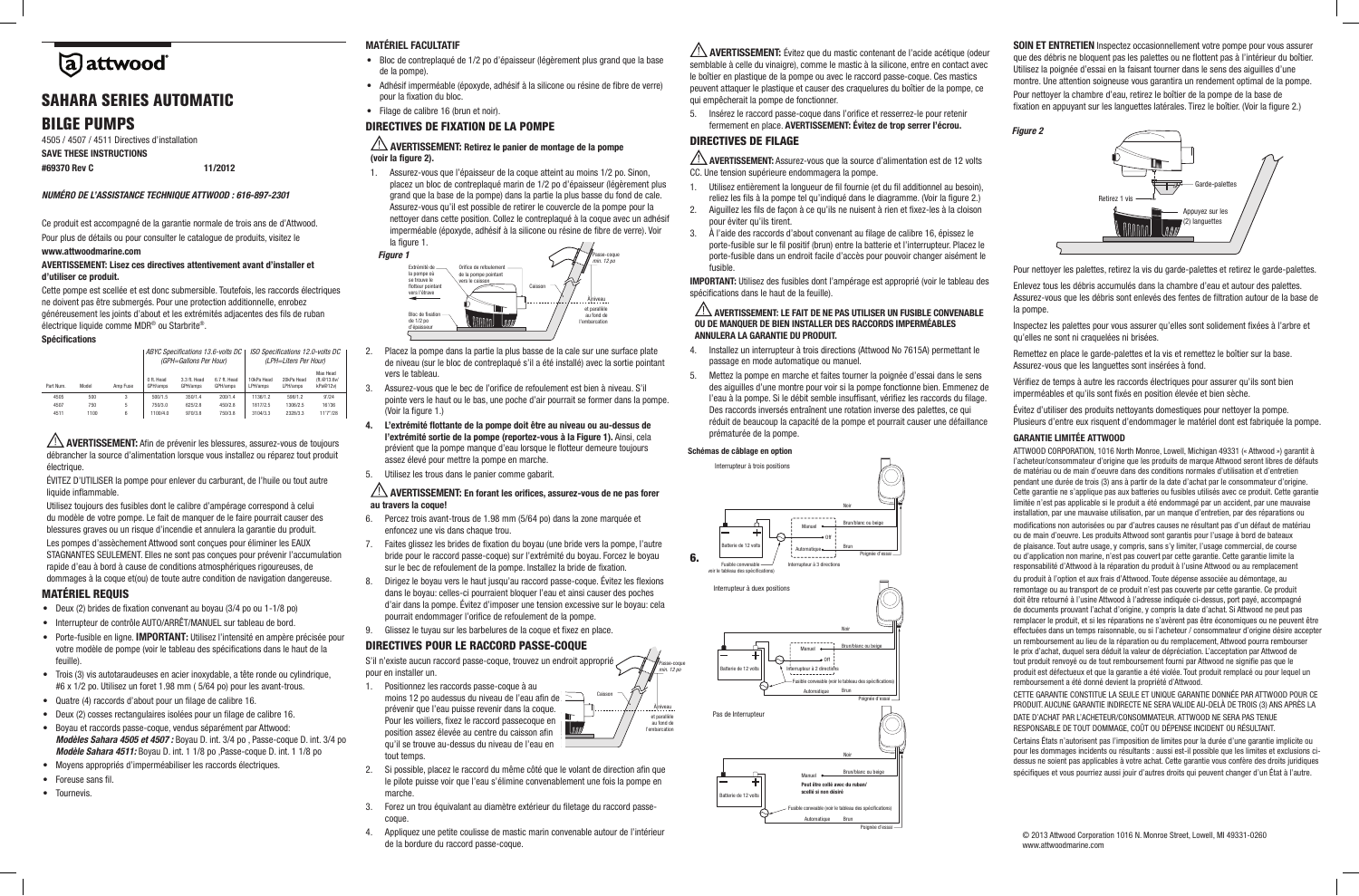# attwood

# SAHARA SERIES AUTOMATIC BILGE PUMPS

4505 / 4507 / 4511 Directives d'installation

**SAVE THESE INSTRUCTIONS**

**#69370 Rev C** **11/2012**

***NUMÉRO DE L'ASSISTANCE TECHNIQUE ATTWOOD : 616-897-2301***

Ce produit est accompagné de la garantie normale de trois ans de d'Attwood.

Pour plus de détails ou pour consulter le catalogue de produits, visitez le

**www.attwoodmarine.com**

**AVERTISSEMENT: Lisez ces directives attentivement avant d'installer et d'utiliser ce produit.**

Cette pompe est scellée et est donc submersible. Toutefois, les raccords électriques ne doivent pas être submergés. Pour une protection additionnelle, enrobez généreusement les joints d'about et les extrémités adjacentes des fils de ruban électrique liquide comme MDR® ou Starbrite®.

**Spécifications**

| | | | ABYC Specifications 13.6-volts DC (GPH=Gallons Per Hour) | | | ISO Specifications 12.0-volts DC (LPH=Liters Per Hour) | | |
|---|---|---|---|---|---|---|---|---|
| Part Num. | Model | Amp Fuse | 0 ft. Head GPH/amps | 3.3 ft. Head GPH/amps | 6.7 ft. Head GPH/amps | 10kPa Head LPH/amps | 20kPa Head LPH/amps | Max Head (ft.@13.6v/ kPa@12v) |
| 4505 | 500 | 3 | 500/1.5 | 350/1.4 | 200/1.4 | 1136/1.2 | 598/1.2 | 9'/24 |
| 4507 | 750 | 5 | 750/3.0 | 625/2.8 | 450/2.8 | 1817/2.5 | 1306/2.5 | 16'/36 |
| 4511 | 1100 | 6 | 1100/4.0 | 970/3.8 | 750/3.8 | 3104/3.3 | 2326/3.3 | 11'7"/28 |

⚠ **AVERTISSEMENT:** Afin de prévenir les blessures, assurez-vous de toujours débrancher la source d'alimentation lorsque vous installez ou réparez tout produit électrique.

ÉVITEZ D'UTILISER la pompe pour enlever du carburant, de l'huile ou tout autre liquide inflammable.

Utilisez toujours des fusibles dont le calibre d'ampérage correspond à celui du modèle de votre pompe. Le fait de manquer de le faire pourrait causer des blessures graves ou un risque d'incendie et annulera la garantie du produit.

Les pompes d'assèchement Attwood sont conçues pour éliminer les EAUX STAGNANTES SEULEMENT. Elles ne sont pas conçues pour prévenir l'accumulation rapide d'eau à bord à cause de conditions atmosphériques rigoureuses, de dommages à la coque et(ou) de toute autre condition de navigation dangereuse.

## MATÉRIEL REQUIS

- Deux (2) brides de fixation convenant au boyau (3/4 po ou 1-1/8 po)
- Interrupteur de contrôle AUTO/ARRÊT/MANUEL sur tableau de bord.
- Porte-fusible en ligne. **IMPORTANT:** Utilisez l'intensité en ampère précisée pour votre modèle de pompe (voir le tableau des spécifications dans le haut de la feuille).
- Trois (3) vis autotaraudeuses en acier inoxydable, à tête ronde ou cylindrique, #6 x 1/2 po. Utilisez un foret 1.98 mm ( 5/64 po) pour les avant-trous.
- Quatre (4) raccords d'about pour un filage de calibre 16.
- Deux (2) cosses rectangulaires isolées pour un filage de calibre 16.
- Boyau et raccords passe-coque, vendus séparément par Attwood:
  ***Modèles Sahara 4505 et 4507 :*** Boyau D. int. 3/4 po , Passe-coque D. int. 3/4 po
  ***Modèle Sahara 4511:*** Boyau D. int. 1 1/8 po ,Passe-coque D. int. 1 1/8 po
- Moyens appropriés d'imperméabiliser les raccords électriques.
- Foreuse sans fil.
- Tournevis.

## MATÉRIEL FACULTATIF

- Bloc de contreplaqué de 1/2 po d'épaisseur (légèrement plus grand que la base de la pompe).
- Adhésif imperméable (époxyde, adhésif à la silicone ou résine de fibre de verre) pour la fixation du bloc.
- Filage de calibre 16 (brun et noir).

## DIRECTIVES DE FIXATION DE LA POMPE

⚠ **AVERTISSEMENT: Retirez le panier de montage de la pompe (voir la figure 2).**

1. Assurez-vous que l'épaisseur de la coque atteint au moins 1/2 po. Sinon, placez un bloc de contreplaqué marin de 1/2 po d'épaisseur (légèrement plus grand que la base de la pompe) dans la partie la plus basse du fond de cale. Assurez-vous qu'il est possible de retirer le couvercle de la pompe pour la nettoyer dans cette position. Collez le contreplaqué à la coque avec un adhésif imperméable (époxyde, adhésif à la silicone ou résine de fibre de verre). Voir la figure 1.

*Figure 1*

Extrémité de la pompe où se trouve le flotteur pointant vers l'étrave
Orifice de refoulement de la pompe pointant vers le caisson
Caisson
Passe-coque min. 12 po
Au niveau et parallèle au fond de l'embarcation
Bloc de fixation de 1/2 po d'épaisseur

2. Placez la pompe dans la partie la plus basse de la cale sur une surface plate de niveau (sur le bloc de contreplaqué s'il a été installé) avec la sortie pointant vers le tableau.
3. Assurez-vous que le bec de l'orifice de refoulement est bien à niveau. S'il pointe vers le haut ou le bas, une poche d'air pourrait se former dans la pompe. (Voir la figure 1.)
4. **L'extrémité flottante de la pompe doit être au niveau ou au-dessus de l'extrémité sortie de la pompe (reportez-vous à la Figure 1).** Ainsi, cela prévient que la pompe manque d'eau lorsque le flotteur demeure toujours assez élevé pour mettre la pompe en marche.
5. Utilisez les trous dans le panier comme gabarit.

⚠ **AVERTISSEMENT: En forant les orifices, assurez-vous de ne pas forer au travers la coque!**

6. Percez trois avant-trous de 1.98 mm (5/64 po) dans la zone marquée et enfoncez une vis dans chaque trou.
7. Faites glissez les brides de fixation du boyau (une bride vers la pompe, l'autre bride pour le raccord passe-coque) sur l'extrémité du boyau. Forcez le boyau sur le bec de refoulement de la pompe. Installez la bride de fixation.
8. Dirigez le boyau vers le haut jusqu'au raccord passe-coque. Évitez les flexions dans le boyau: celles-ci pourraient bloquer l'eau et ainsi causer des poches d'air dans la pompe. Évitez d'imposer une tension excessive sur le boyau: cela pourrait endommager l'orifice de refoulement de la pompe.
9. Glissez le tuyau sur les barbelures de la coque et fixez en place.

## DIRECTIVES POUR LE RACCORD PASSE-COQUE

S'il n'existe aucun raccord passe-coque, trouvez un endroit approprié pour en installer un.

Passe-coque min. 12 po
Caisson
Au niveau et parallèle au fond de l'embarcation

1. Positionnez les raccords passe-coque à au moins 12 po audessus du niveau de l'eau afin de prévenir que l'eau puisse revenir dans la coque. Pour les voiliers, fixez le raccord passecoque en position assez élevée au centre du caisson afin qu'il se trouve au-dessus du niveau de l'eau en tout temps.
2. Si possible, placez le raccord du même côté que le volant de direction afin que le pilote puisse voir que l'eau s'élimine convenablement une fois la pompe en marche.
3. Forez un trou équivalant au diamètre extérieur du filetage du raccord passe-coque.
4. Appliquez une petite coulisse de mastic marin convenable autour de l'intérieur de la bordure du raccord passe-coque.

⚠ **AVERTISSEMENT:** Évitez que du mastic contenant de l'acide acétique (odeur semblable à celle du vinaigre), comme le mastic à la silicone, entre en contact avec le boîtier en plastique de la pompe ou avec le raccord passe-coque. Ces mastics peuvent attaquer le plastique et causer des craquelures du boîtier de la pompe, ce qui empêcherait la pompe de fonctionner.

5. Insérez le raccord passe-coque dans l'orifice et resserrez-le pour retenir fermement en place. **AVERTISSEMENT: Évitez de trop serrer l'écrou.**

## DIRECTIVES DE FILAGE

⚠ **AVERTISSEMENT:** Assurez-vous que la source d'alimentation est de 12 volts CC. Une tension supérieure endommagera la pompe.

1. Utilisez entièrement la longueur de fil fournie (et du fil additionnel au besoin), reliez les fils à la pompe tel qu'indiqué dans le diagramme. (Voir la figure 2.)
2. Aiguillez les fils de façon à ce qu'ils ne nuisent à rien et fixez-les à la cloison pour éviter qu'ils tirent.
3. À l'aide des raccords d'about convenant au filage de calibre 16, épissez le porte-fusible sur le fil positif (brun) entre la batterie et l'interrupteur. Placez le porte-fusible dans un endroit facile d'accès pour pouvoir changer aisément le fusible.

**IMPORTANT:** Utilisez des fusibles dont l'ampérage est approprié (voir le tableau des spécifications dans le haut de la feuille).

⚠ **AVERTISSEMENT: LE FAIT DE NE PAS UTILISER UN FUSIBLE CONVENABLE OU DE MANQUER DE BIEN INSTALLER DES RACCORDS IMPERMÉABLES ANNULERA LA GARANTIE DU PRODUIT.**

4. Installez un interrupteur à trois directions (Attwood No 7615A) permettant le passage en mode automatique ou manuel.
5. Mettez la pompe en marche et faites tourner la poignée d'essai dans le sens des aiguilles d'une montre pour voir si la pompe fonctionne bien. Emmenez de l'eau à la pompe. Si le débit semble insuffisant, vérifiez les raccords du filage. Des raccords inversés entraînent une rotation inverse des palettes, ce qui réduit de beaucoup la capacité de la pompe et pourrait causer une défaillance prématurée de la pompe.

**Schémas de câblage en option**

**6.**

Interrupteur à trois positions
Noir
Manuel
Off
Brun/blanc ou beige
Automatique
Brun
Batterie de 12 volts
Poignée d'essai
Fusible convenable (voir le tableau des spécifications)
Interrupteur à 3 directions

Interrupteur à duex positions
Noir
Manuel
Off
Brun/blanc ou beige
Batterie de 12 volts
Interrupteur à 2 directions
Fusible convenable (voir le tableau des spécifications)
Automatique
Brun
Poignée d'essai

Pas de Interrupteur
Noir
Brun/blanc ou beige
Manuel
**Peut être coîté avec du ruban/ scellé si non désiré**
Batterie de 12 volts
Fusible convenable (voir le tableau des spécifications)
Automatique
Brun
Poignée d'essai

**SOIN ET ENTRETIEN** Inspectez occasionnellement votre pompe pour vous assurer que des débris ne bloquent pas les palettes ou ne flottent pas à l'intérieur du boîtier. Utilisez la poignée d'essai en la faisant tourner dans le sens des aiguilles d'une montre. Une attention soigneuse vous garantira un rendement optimal de la pompe.

Pour nettoyer la chambre d'eau, retirez le boîtier de la pompe de la base de fixation en appuyant sur les languettes latérales. Tirez le boîtier. (Voir la figure 2.)

*Figure 2*

Retirez 1 vis
Garde-palettes
Appuyez sur les (2) languettes

Pour nettoyer les palettes, retirez la vis du garde-palettes et retirez le garde-palettes.

Enlevez tous les débris accumulés dans la chambre d'eau et autour des palettes. Assurez-vous que les débris sont enlevés des fentes de filtration autour de la base de la pompe.

Inspectez les palettes pour vous assurer qu'elles sont solidement fixées à l'arbre et qu'elles ne sont ni craquelées ni brisées.

Remettez en place le garde-palettes et la vis et remettez le boîtier sur la base. Assurez-vous que les languettes sont insérées à fond.

Vérifiez de temps à autre les raccords électriques pour assurer qu'ils sont bien imperméables et qu'ils sont fixés en position élevée et bien sèche.

Évitez d'utiliser des produits nettoyants domestiques pour nettoyer la pompe. Plusieurs d'entre eux risquent d'endommager le matériel dont est fabriquée la pompe.

### GARANTIE LIMITÉE ATTWOOD

ATTWOOD CORPORATION, 1016 North Monroe, Lowell, Michigan 49331 (« Attwood ») garantit à l'acheteur/consommateur d'origine que les produits de marque Attwood seront libres de défauts de matériau ou de main d'oeuvre dans des conditions normales d'utilisation et d'entretien pendant une durée de trois (3) ans à partir de la date d'achat par le consommateur d'origine. Cette garantie ne s'applique pas aux batteries ou fusibles utilisés avec ce produit. Cette garantie limitée n'est pas applicable si le produit a été endommagé par un accident, par une mauvaise installation, par une mauvaise utilisation, par un manque d'entretien, par des réparations ou modifications non autorisées ou par d'autres causes ne résultant pas d'un défaut de matériau ou de main d'oeuvre. Les produits Attwood sont garantis pour l'usage à bord de bateaux de plaisance. Tout autre usage, y compris, sans s'y limiter, l'usage commercial, de course ou d'application non marine, n'est pas couvert par cette garantie. Cette garantie limite la responsabilité d'Attwood à la réparation du produit à l'usine Attwood ou au remplacement du produit à l'option et aux frais d'Attwood. Toute dépense associée au démontage, au remontage ou au transport de ce produit n'est pas couverte par cette garantie. Ce produit doit être retourné à l'usine Attwood à l'adresse indiquée ci-dessus, port payé, accompagné de documents prouvant l'achat d'origine, y compris la date d'achat. Si Attwood ne peut pas remplacer le produit, et si les réparations ne s'avèrent pas être économiques ou ne peuvent être effectuées dans un temps raisonnable, ou si l'acheteur / consommateur d'origine désire accepter un remboursement au lieu de la réparation ou du remplacement, Attwood pourra rembourser le prix d'achat, duquel sera déduit la valeur de dépréciation. L'acceptation par Attwood de tout produit renvoyé ou de tout remboursement fourni par Attwood ne signifie pas que le produit est défectueux et que la garantie a été violée. Tout produit remplacé ou pour lequel un remboursement a été donné devient la propriété d'Attwood.

CETTE GARANTIE CONSTITUE LA SEULE ET UNIQUE GARANTIE DONNÉE PAR ATTWOOD POUR CE PRODUIT. AUCUNE GARANTIE INDIRECTE NE SERA VALIDE AU-DELÀ DE TROIS (3) ANS APRÈS LA DATE D'ACHAT PAR L'ACHETEUR/CONSOMMATEUR. ATTWOOD NE SERA PAS TENUE RESPONSABLE DE TOUT DOMMAGE, COÛT OU DÉPENSE INCIDENT OU RÉSULTANT.

Certains États n'autorisent pas l'imposition de limites pour la durée d'une garantie implicite ou pour les dommages incidents ou résultants : aussi est-il possible que les limites et exclusions ci-dessus ne soient pas applicables à votre achat. Cette garantie vous confère des droits juridiques spécifiques et vous pourriez aussi jouir d'autres droits qui peuvent changer d'un État à l'autre.

© 2013 Attwood Corporation 1016 N. Monroe Street, Lowell, MI 49331-0260
www.attwoodmarine.com